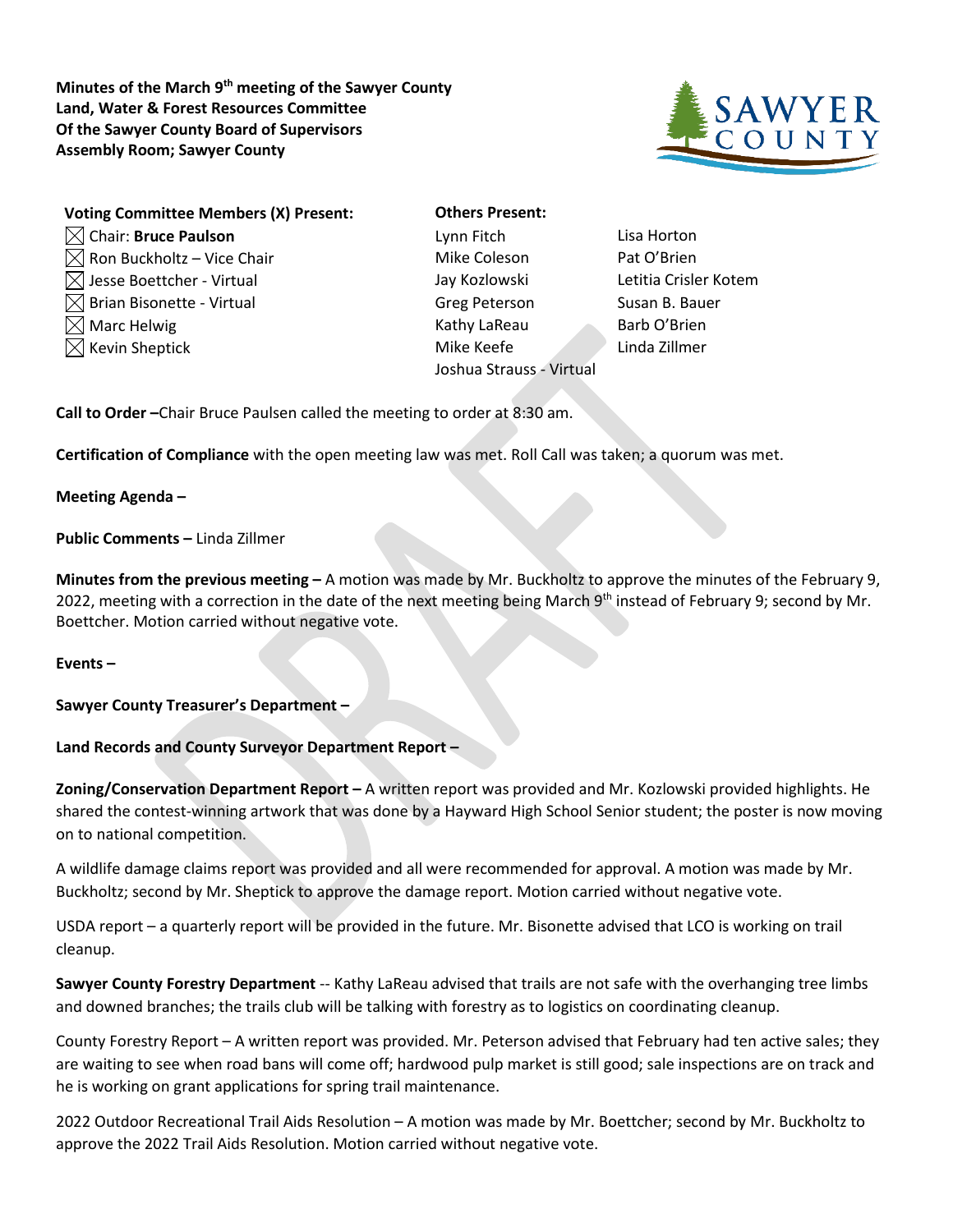**Minutes of the March 9th meeting of the Sawyer County Land, Water & Forest Resources Committee Of the Sawyer County Board of Supervisors Assembly Room; Sawyer County**

**Voting Committee Members (X) Present:**

- ☒ Chair: **Bruce Paulson**
- ☒ Ron Buckholtz – Vice Chair
- ☒ Jesse Boettcher - Virtual
- ☒ Brian Bisonette - Virtual
- ☒ Marc Helwig
- ☒ Kevin Sheptick

**Others Present:**

- Lynn Fitch
- Mike Coleson
- Jay Kozlowski
- Greg Peterson
- Kathy LaReau
- Mike Keefe
- Joshua Strauss - Virtual
- Lisa Horton
- Pat O'Brien
- Letitia Crisler Kotem
- Susan B. Bauer
- Barb O'Brien
- Linda Zillmer

**Call to Order –**Chair Bruce Paulsen called the meeting to order at 8:30 am.

**Certification of Compliance** with the open meeting law was met. Roll Call was taken; a quorum was met.

**Meeting Agenda –**

**Public Comments –** Linda Zillmer

**Minutes from the previous meeting –** A motion was made by Mr. Buckholtz to approve the minutes of the February 9, 2022, meeting with a correction in the date of the next meeting being March 9th instead of February 9; second by Mr. Boettcher. Motion carried without negative vote.

**Events –**

**Sawyer County Treasurer's Department –**

**Land Records and County Surveyor Department Report –**

**Zoning/Conservation Department Report –** A written report was provided and Mr. Kozlowski provided highlights. He shared the contest-winning artwork that was done by a Hayward High School Senior student; the poster is now moving on to national competition.

A wildlife damage claims report was provided and all were recommended for approval. A motion was made by Mr. Buckholtz; second by Mr. Sheptick to approve the damage report. Motion carried without negative vote.

USDA report – a quarterly report will be provided in the future. Mr. Bisonette advised that LCO is working on trail cleanup.

**Sawyer County Forestry Department** -- Kathy LaReau advised that trails are not safe with the overhanging tree limbs and downed branches; the trails club will be talking with forestry as to logistics on coordinating cleanup.

County Forestry Report – A written report was provided. Mr. Peterson advised that February had ten active sales; they are waiting to see when road bans will come off; hardwood pulp market is still good; sale inspections are on track and he is working on grant applications for spring trail maintenance.

2022 Outdoor Recreational Trail Aids Resolution – A motion was made by Mr. Boettcher; second by Mr. Buckholtz to approve the 2022 Trail Aids Resolution. Motion carried without negative vote.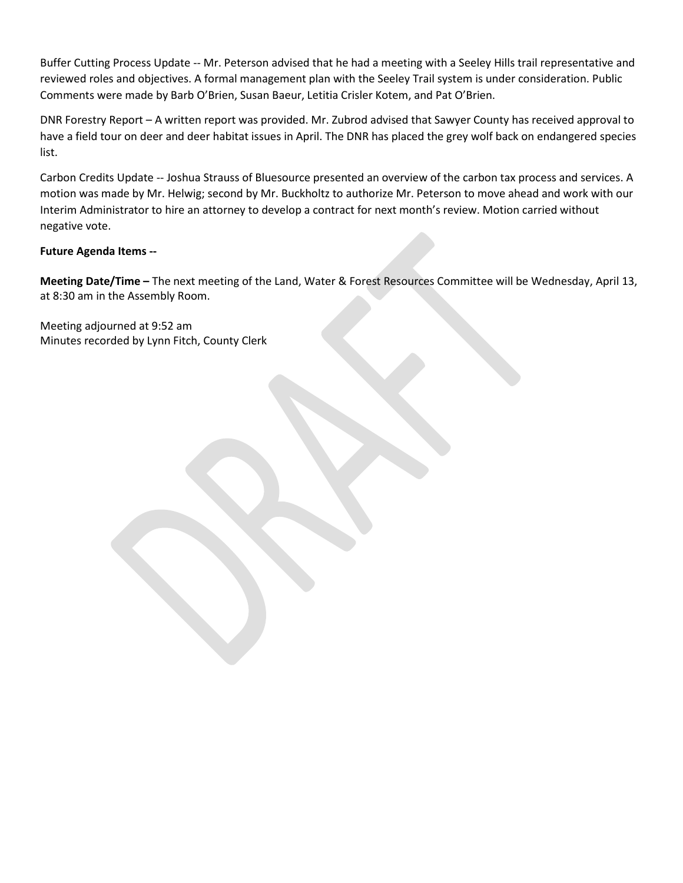Buffer Cutting Process Update -- Mr. Peterson advised that he had a meeting with a Seeley Hills trail representative and reviewed roles and objectives. A formal management plan with the Seeley Trail system is under consideration. Public Comments were made by Barb O'Brien, Susan Baeur, Letitia Crisler Kotem, and Pat O'Brien.

DNR Forestry Report – A written report was provided. Mr. Zubrod advised that Sawyer County has received approval to have a field tour on deer and deer habitat issues in April. The DNR has placed the grey wolf back on endangered species list.

Carbon Credits Update -- Joshua Strauss of Bluesource presented an overview of the carbon tax process and services. A motion was made by Mr. Helwig; second by Mr. Buckholtz to authorize Mr. Peterson to move ahead and work with our Interim Administrator to hire an attorney to develop a contract for next month's review. Motion carried without negative vote.

**Future Agenda Items --**

**Meeting Date/Time –** The next meeting of the Land, Water & Forest Resources Committee will be Wednesday, April 13, at 8:30 am in the Assembly Room.

Meeting adjourned at 9:52 am
Minutes recorded by Lynn Fitch, County Clerk